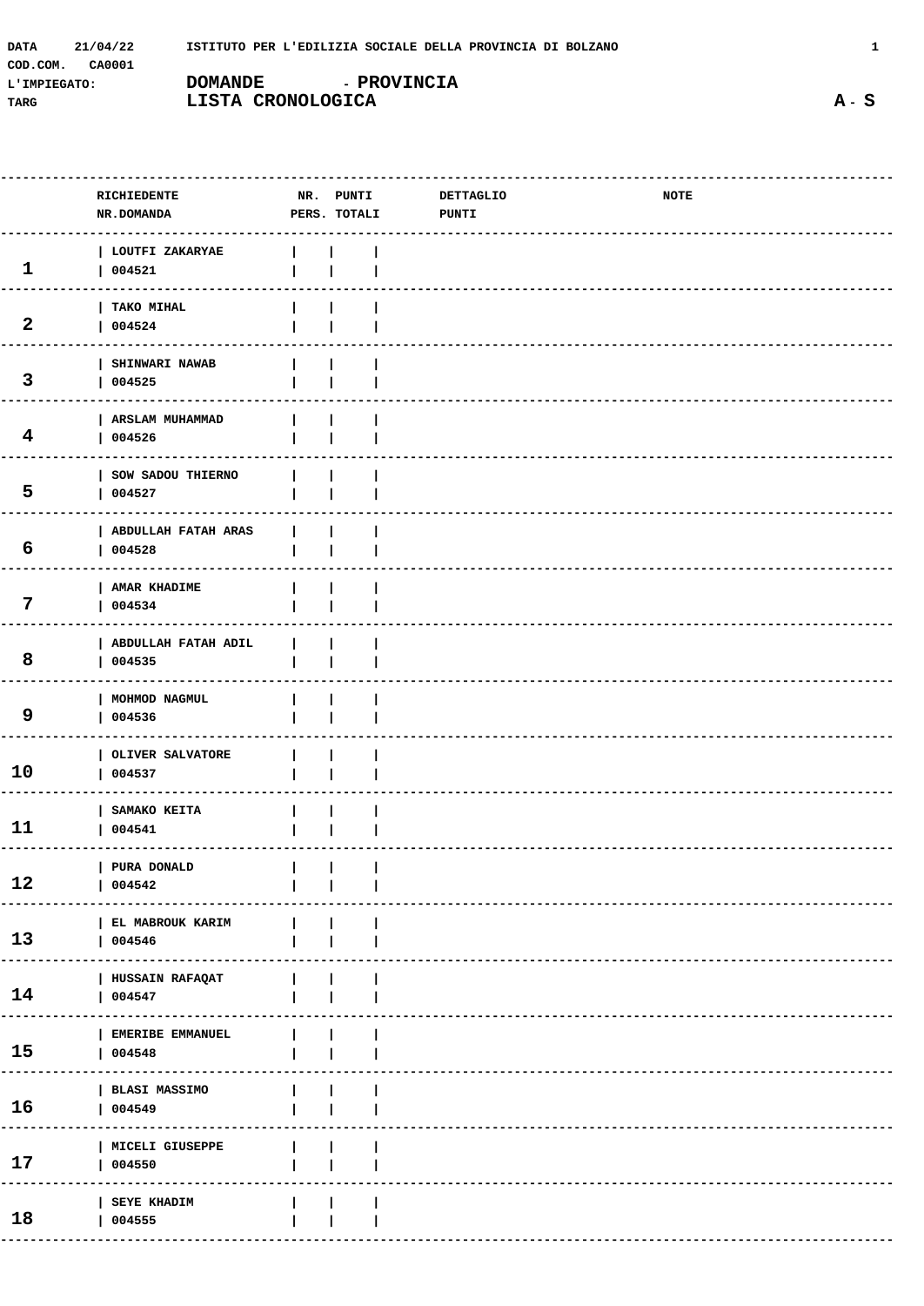DATA 21/04/22 ISTITUTO PER L'EDILIZIA SOCIALE DELLA PROVINCIA DI BOLZANO

COD.COM. CA0001

L'IMPIEGATO: **DOMANDE - PROVINCIA**

TARG **LISTA CRONOLOGICA** **A - S**

| | RICHIEDENTE NR.DOMANDA | NR. PERS. | PUNTI TOTALI | DETTAGLIO PUNTI | NOTE |
|---|---|---|---|---|---|
| 1 | LOUTFI ZAKARYAE 004521 | | | | |
| 2 | TAKO MIHAL 004524 | | | | |
| 3 | SHINWARI NAWAB 004525 | | | | |
| 4 | ARSLAM MUHAMMAD 004526 | | | | |
| 5 | SOW SADOU THIERNO 004527 | | | | |
| 6 | ABDULLAH FATAH ARAS 004528 | | | | |
| 7 | AMAR KHADIME 004534 | | | | |
| 8 | ABDULLAH FATAH ADIL 004535 | | | | |
| 9 | MOHMOD NAGMUL 004536 | | | | |
| 10 | OLIVER SALVATORE 004537 | | | | |
| 11 | SAMAKO KEITA 004541 | | | | |
| 12 | PURA DONALD 004542 | | | | |
| 13 | EL MABROUK KARIM 004546 | | | | |
| 14 | HUSSAIN RAFAQAT 004547 | | | | |
| 15 | EMERIBE EMMANUEL 004548 | | | | |
| 16 | BLASI MASSIMO 004549 | | | | |
| 17 | MICELI GIUSEPPE 004550 | | | | |
| 18 | SEYE KHADIM 004555 | | | | |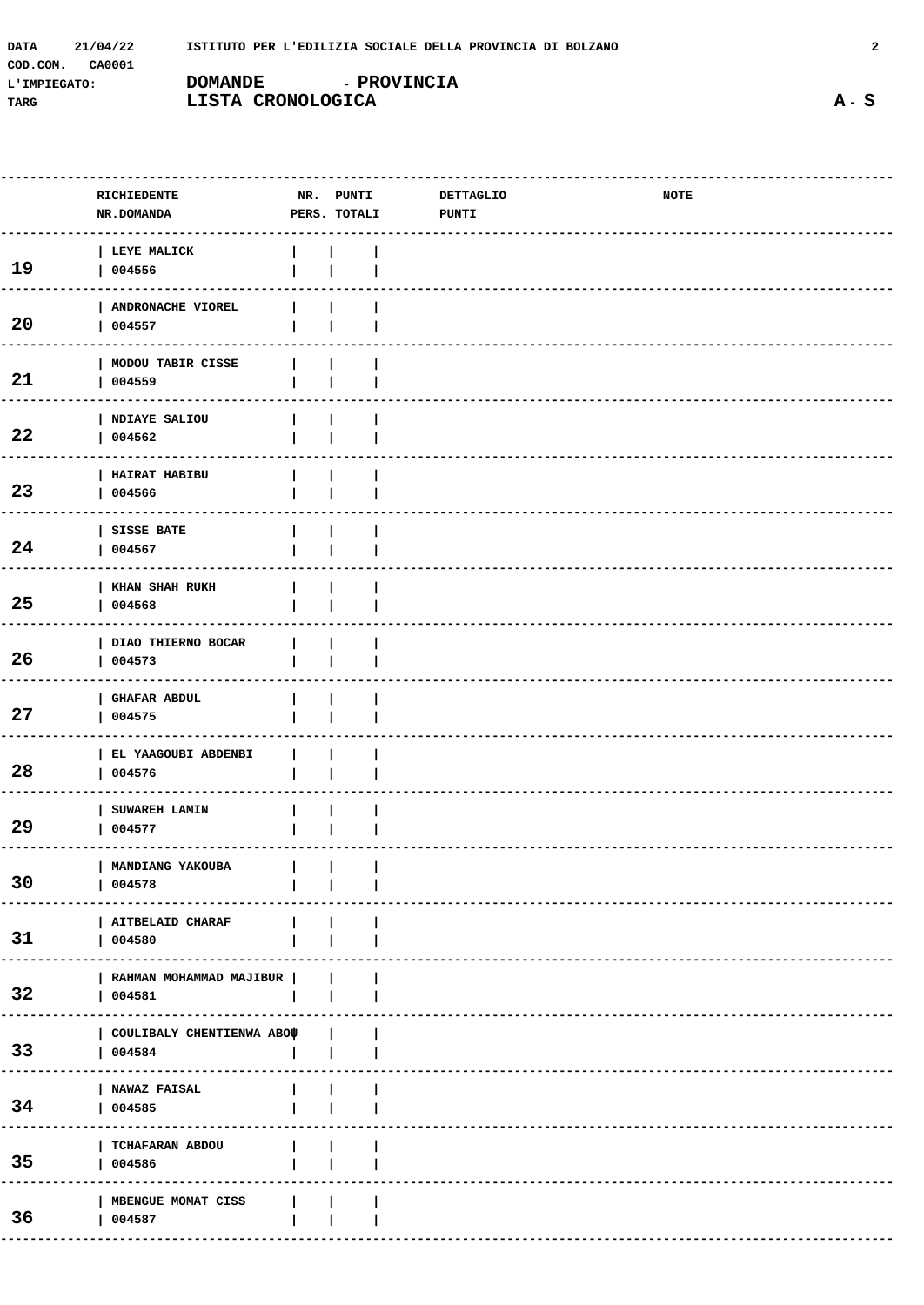DATA 21/04/22 ISTITUTO PER L'EDILIZIA SOCIALE DELLA PROVINCIA DI BOLZANO

COD.COM. CA0001

L'IMPIEGATO: **DOMANDE - PROVINCIA**

TARG **LISTA CRONOLOGICA** **A - S**

| | RICHIEDENTE NR.DOMANDA | NR. PERS. | PUNTI TOTALI | DETTAGLIO PUNTI | NOTE |
|---|---|---|---|---|---|
| 19 | LEYE MALICK 004556 | | | | |
| 20 | ANDRONACHE VIOREL 004557 | | | | |
| 21 | MODOU TABIR CISSE 004559 | | | | |
| 22 | NDIAYE SALIOU 004562 | | | | |
| 23 | HAIRAT HABIBU 004566 | | | | |
| 24 | SISSE BATE 004567 | | | | |
| 25 | KHAN SHAH RUKH 004568 | | | | |
| 26 | DIAO THIERNO BOCAR 004573 | | | | |
| 27 | GHAFAR ABDUL 004575 | | | | |
| 28 | EL YAAGOUBI ABDENBI 004576 | | | | |
| 29 | SUWAREH LAMIN 004577 | | | | |
| 30 | MANDIANG YAKOUBA 004578 | | | | |
| 31 | AITBELAID CHARAF 004580 | | | | |
| 32 | RAHMAN MOHAMMAD MAJIBUR 004581 | | | | |
| 33 | COULIBALY CHENTIENWA ABOU 004584 | | | | |
| 34 | NAWAZ FAISAL 004585 | | | | |
| 35 | TCHAFARAN ABDOU 004586 | | | | |
| 36 | MBENGUE MOMAT CISS 004587 | | | | |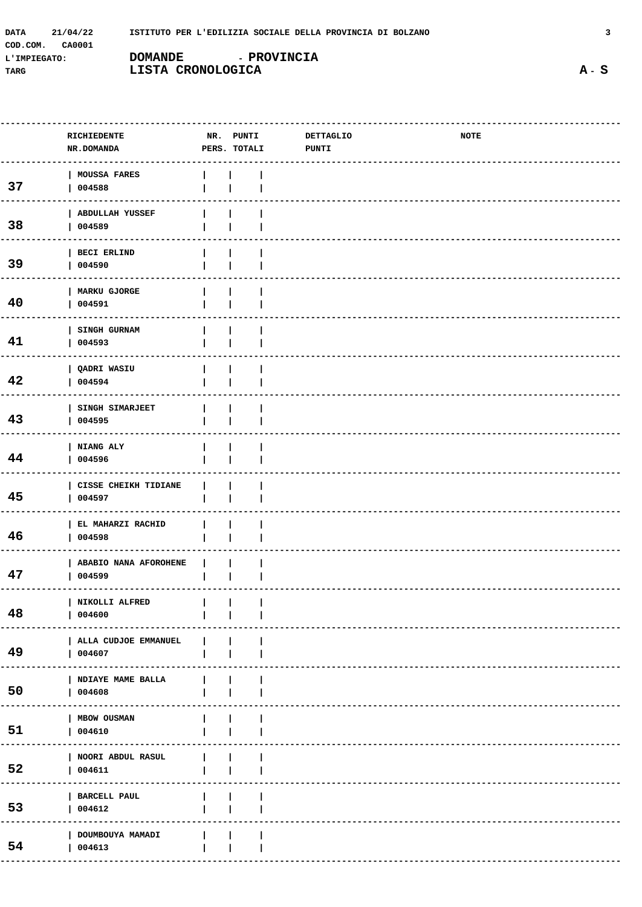DATA 21/04/22 ISTITUTO PER L'EDILIZIA SOCIALE DELLA PROVINCIA DI BOLZANO

COD.COM. CA0001

L'IMPIEGATO: **DOMANDE - PROVINCIA**

TARG **LISTA CRONOLOGICA** **A - S**

| | RICHIEDENTE NR.DOMANDA | NR. PERS. | PUNTI TOTALI | DETTAGLIO PUNTI | NOTE |
|---|---|---|---|---|---|
| 37 | MOUSSA FARES 004588 | | | | |
| 38 | ABDULLAH YUSSEF 004589 | | | | |
| 39 | BECI ERLIND 004590 | | | | |
| 40 | MARKU GJORGE 004591 | | | | |
| 41 | SINGH GURNAM 004593 | | | | |
| 42 | QADRI WASIU 004594 | | | | |
| 43 | SINGH SIMARJEET 004595 | | | | |
| 44 | NIANG ALY 004596 | | | | |
| 45 | CISSE CHEIKH TIDIANE 004597 | | | | |
| 46 | EL MAHARZI RACHID 004598 | | | | |
| 47 | ABABIO NANA AFOROHENE 004599 | | | | |
| 48 | NIKOLLI ALFRED 004600 | | | | |
| 49 | ALLA CUDJOE EMMANUEL 004607 | | | | |
| 50 | NDIAYE MAME BALLA 004608 | | | | |
| 51 | MBOW OUSMAN 004610 | | | | |
| 52 | NOORI ABDUL RASUL 004611 | | | | |
| 53 | BARCELL PAUL 004612 | | | | |
| 54 | DOUMBOUYA MAMADI 004613 | | | | |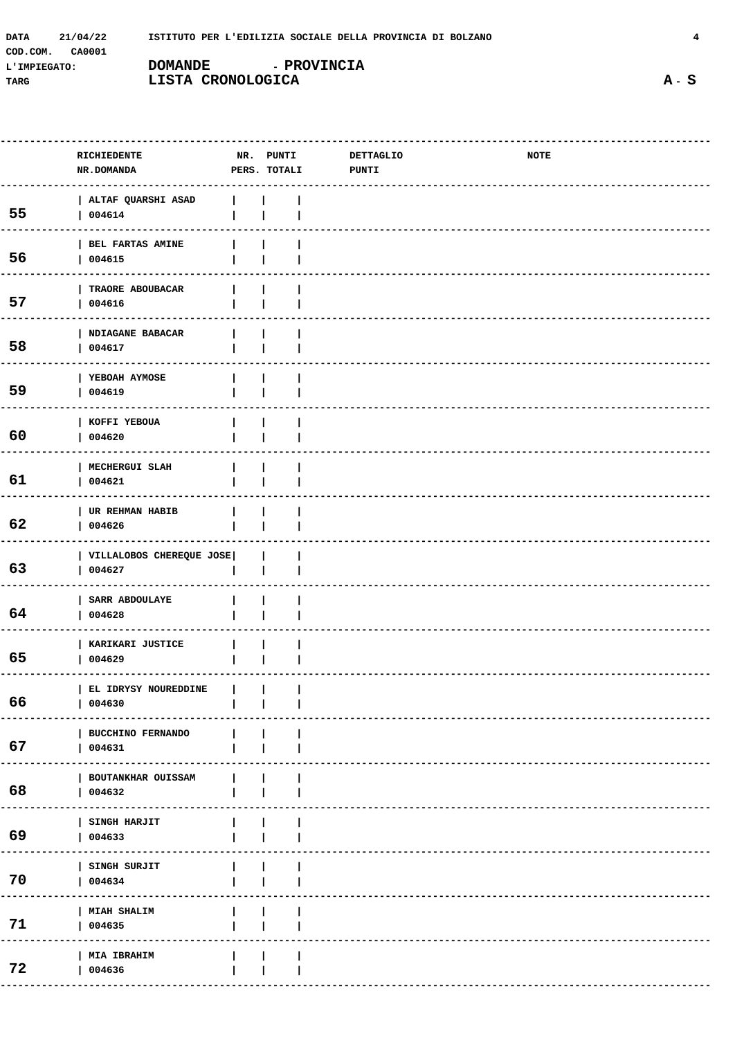DATA 21/04/22 ISTITUTO PER L'EDILIZIA SOCIALE DELLA PROVINCIA DI BOLZANO

COD.COM. CA0001

L'IMPIEGATO: **DOMANDE - PROVINCIA**

TARG **LISTA CRONOLOGICA** **A - S**

| | RICHIEDENTE / NR.DOMANDA | NR. PERS. | PUNTI TOTALI | DETTAGLIO PUNTI | NOTE |
|---|---|---|---|---|---|
| 55 | ALTAF QUARSHI ASAD / 004614 | | | | |
| 56 | BEL FARTAS AMINE / 004615 | | | | |
| 57 | TRAORE ABOUBACAR / 004616 | | | | |
| 58 | NDIAGANE BABACAR / 004617 | | | | |
| 59 | YEBOAH AYMOSE / 004619 | | | | |
| 60 | KOFFI YEBOUA / 004620 | | | | |
| 61 | MECHERGUI SLAH / 004621 | | | | |
| 62 | UR REHMAN HABIB / 004626 | | | | |
| 63 | VILLALOBOS CHEREQUE JOSE / 004627 | | | | |
| 64 | SARR ABDOULAYE / 004628 | | | | |
| 65 | KARIKARI JUSTICE / 004629 | | | | |
| 66 | EL IDRYSY NOUREDDINE / 004630 | | | | |
| 67 | BUCCHINO FERNANDO / 004631 | | | | |
| 68 | BOUTANKHAR OUISSAM / 004632 | | | | |
| 69 | SINGH HARJIT / 004633 | | | | |
| 70 | SINGH SURJIT / 004634 | | | | |
| 71 | MIAH SHALIM / 004635 | | | | |
| 72 | MIA IBRAHIM / 004636 | | | | |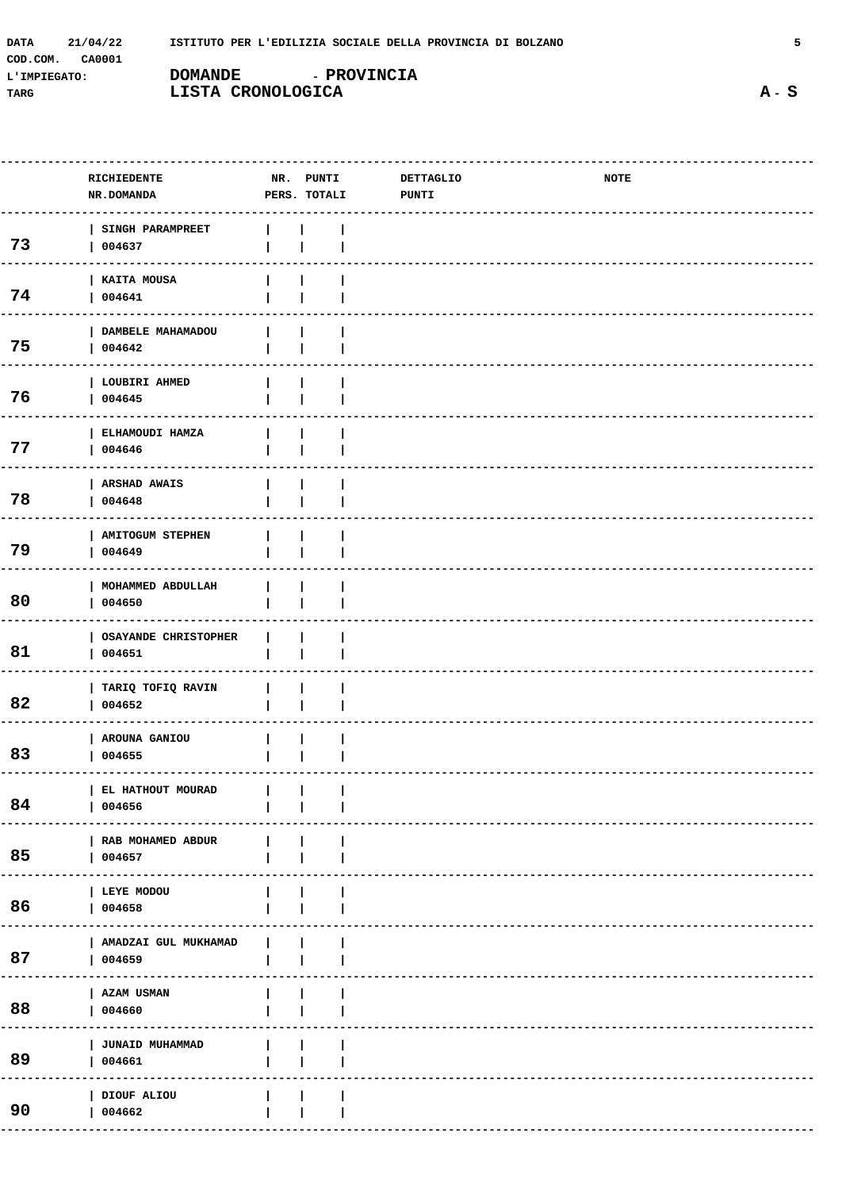DATA 21/04/22 ISTITUTO PER L'EDILIZIA SOCIALE DELLA PROVINCIA DI BOLZANO

COD.COM. CA0001

L'IMPIEGATO: **DOMANDE - PROVINCIA**

TARG **LISTA CRONOLOGICA** **A - S**

| | RICHIEDENTE NR.DOMANDA | NR. PERS. | PUNTI TOTALI | DETTAGLIO PUNTI | NOTE |
|---|---|---|---|---|---|
| 73 | SINGH PARAMPREET 004637 | | | | |
| 74 | KAITA MOUSA 004641 | | | | |
| 75 | DAMBELE MAHAMADOU 004642 | | | | |
| 76 | LOUBIRI AHMED 004645 | | | | |
| 77 | ELHAMOUDI HAMZA 004646 | | | | |
| 78 | ARSHAD AWAIS 004648 | | | | |
| 79 | AMITOGUM STEPHEN 004649 | | | | |
| 80 | MOHAMMED ABDULLAH 004650 | | | | |
| 81 | OSAYANDE CHRISTOPHER 004651 | | | | |
| 82 | TARIQ TOFIQ RAVIN 004652 | | | | |
| 83 | AROUNA GANIOU 004655 | | | | |
| 84 | EL HATHOUT MOURAD 004656 | | | | |
| 85 | RAB MOHAMED ABDUR 004657 | | | | |
| 86 | LEYE MODOU 004658 | | | | |
| 87 | AMADZAI GUL MUKHAMAD 004659 | | | | |
| 88 | AZAM USMAN 004660 | | | | |
| 89 | JUNAID MUHAMMAD 004661 | | | | |
| 90 | DIOUF ALIOU 004662 | | | | |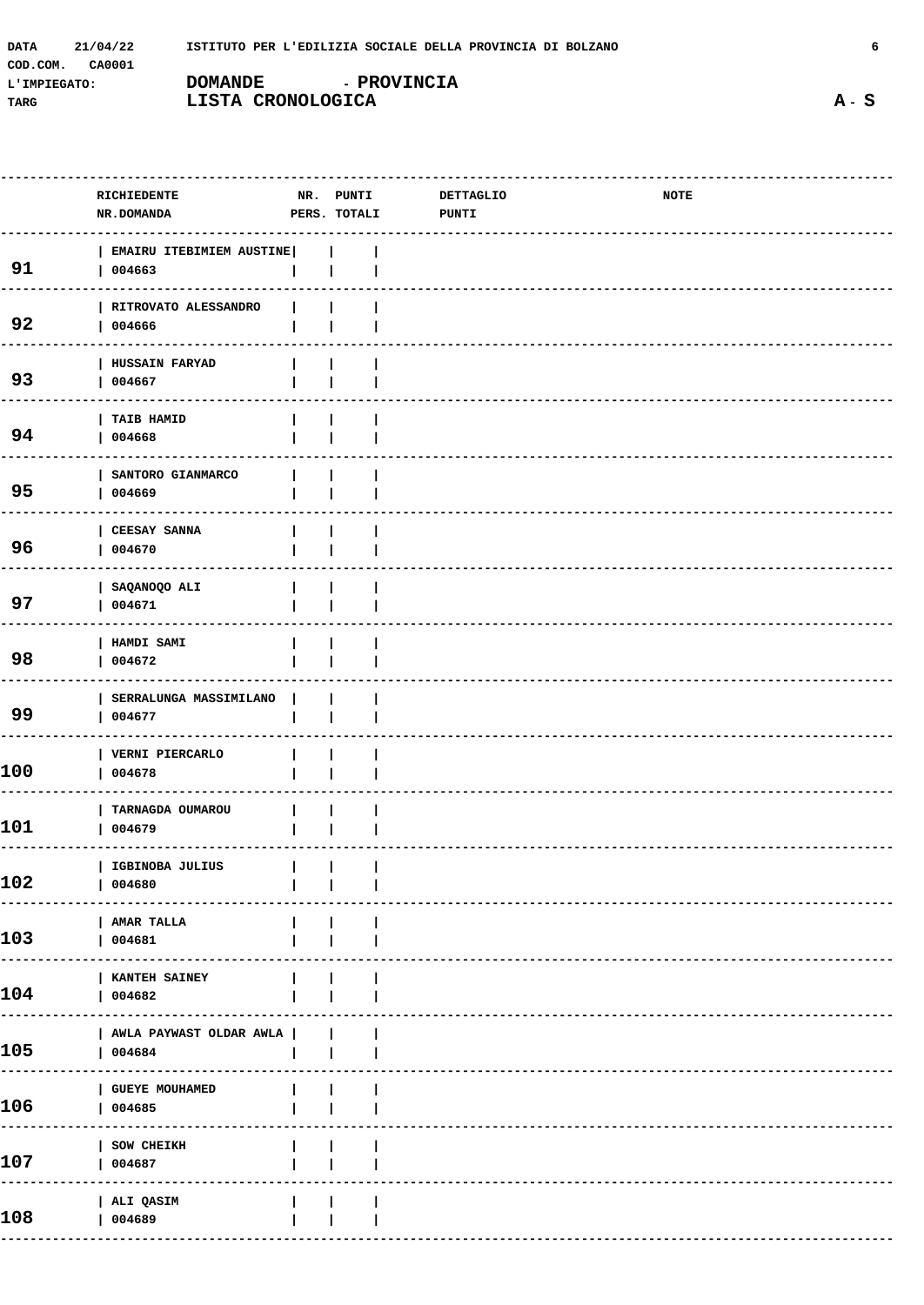DATA 21/04/22 ISTITUTO PER L'EDILIZIA SOCIALE DELLA PROVINCIA DI BOLZANO

COD.COM. CA0001

L'IMPIEGATO: **DOMANDE - PROVINCIA**

TARG **LISTA CRONOLOGICA** **A - S**

| | RICHIEDENTE / NR.DOMANDA | NR. PERS. | PUNTI TOTALI | DETTAGLIO PUNTI | NOTE |
|---|---|---|---|---|---|
| 91 | EMAIRU ITEBIMIEM AUSTINE / 004663 | | | | |
| 92 | RITROVATO ALESSANDRO / 004666 | | | | |
| 93 | HUSSAIN FARYAD / 004667 | | | | |
| 94 | TAIB HAMID / 004668 | | | | |
| 95 | SANTORO GIANMARCO / 004669 | | | | |
| 96 | CEESAY SANNA / 004670 | | | | |
| 97 | SAQANOQO ALI / 004671 | | | | |
| 98 | HAMDI SAMI / 004672 | | | | |
| 99 | SERRALUNGA MASSIMILANO / 004677 | | | | |
| 100 | VERNI PIERCARLO / 004678 | | | | |
| 101 | TARNAGDA OUMAROU / 004679 | | | | |
| 102 | IGBINOBA JULIUS / 004680 | | | | |
| 103 | AMAR TALLA / 004681 | | | | |
| 104 | KANTEH SAINEY / 004682 | | | | |
| 105 | AWLA PAYWAST OLDAR AWLA / 004684 | | | | |
| 106 | GUEYE MOUHAMED / 004685 | | | | |
| 107 | SOW CHEIKH / 004687 | | | | |
| 108 | ALI QASIM / 004689 | | | | |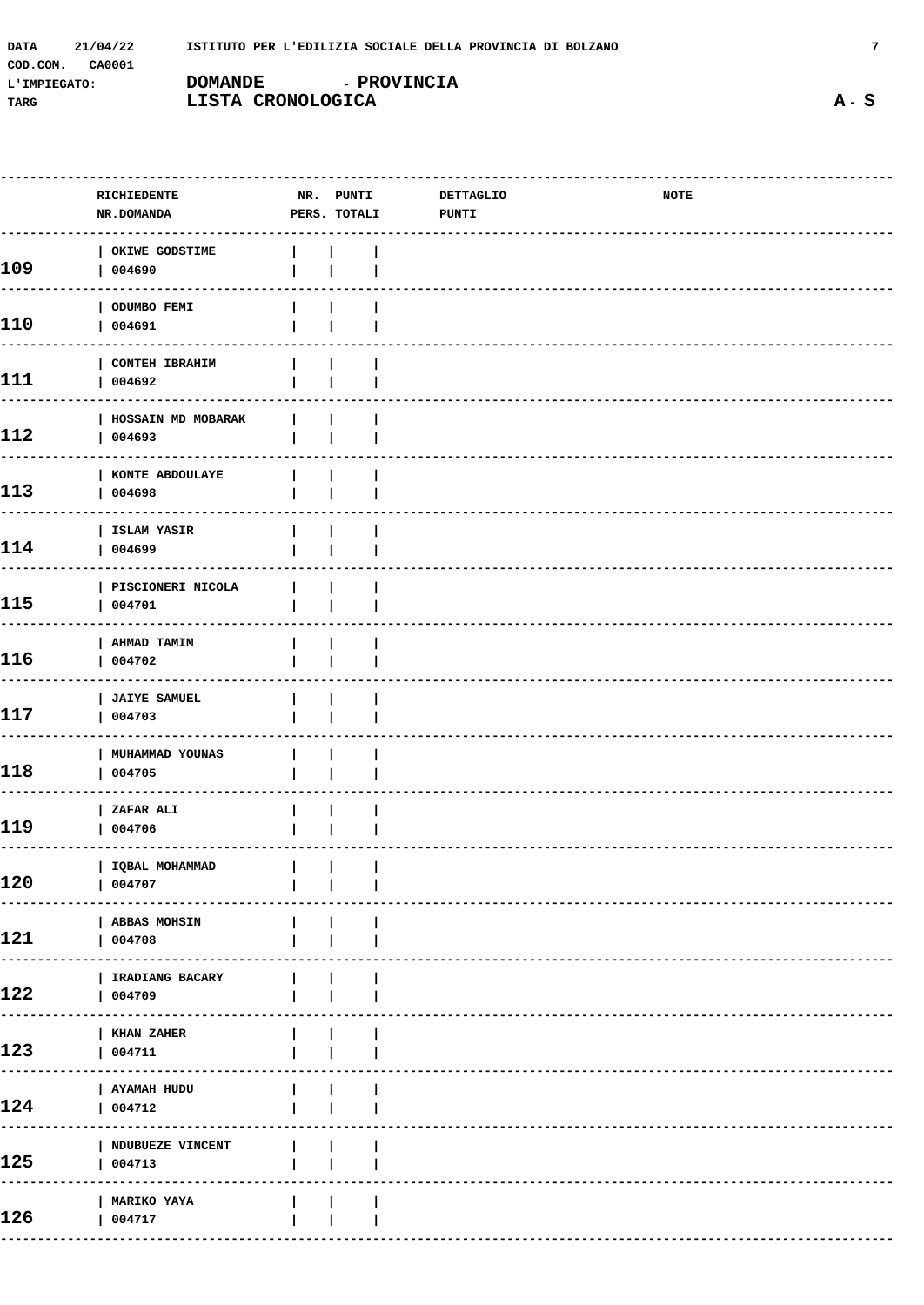DATA 21/04/22 ISTITUTO PER L'EDILIZIA SOCIALE DELLA PROVINCIA DI BOLZANO

COD.COM. CA0001

L'IMPIEGATO: **DOMANDE - PROVINCIA**

TARG **LISTA CRONOLOGICA** **A - S**

| | RICHIEDENTE / NR.DOMANDA | NR. PERS. | PUNTI TOTALI | DETTAGLIO PUNTI | NOTE |
|---|---|---|---|---|---|
| 109 | OKIWE GODSTIME<br>004690 | | | | |
| 110 | ODUMBO FEMI<br>004691 | | | | |
| 111 | CONTEH IBRAHIM<br>004692 | | | | |
| 112 | HOSSAIN MD MOBARAK<br>004693 | | | | |
| 113 | KONTE ABDOULAYE<br>004698 | | | | |
| 114 | ISLAM YASIR<br>004699 | | | | |
| 115 | PISCIONERI NICOLA<br>004701 | | | | |
| 116 | AHMAD TAMIM<br>004702 | | | | |
| 117 | JAIYE SAMUEL<br>004703 | | | | |
| 118 | MUHAMMAD YOUNAS<br>004705 | | | | |
| 119 | ZAFAR ALI<br>004706 | | | | |
| 120 | IQBAL MOHAMMAD<br>004707 | | | | |
| 121 | ABBAS MOHSIN<br>004708 | | | | |
| 122 | IRADIANG BACARY<br>004709 | | | | |
| 123 | KHAN ZAHER<br>004711 | | | | |
| 124 | AYAMAH HUDU<br>004712 | | | | |
| 125 | NDUBUEZE VINCENT<br>004713 | | | | |
| 126 | MARIKO YAYA<br>004717 | | | | |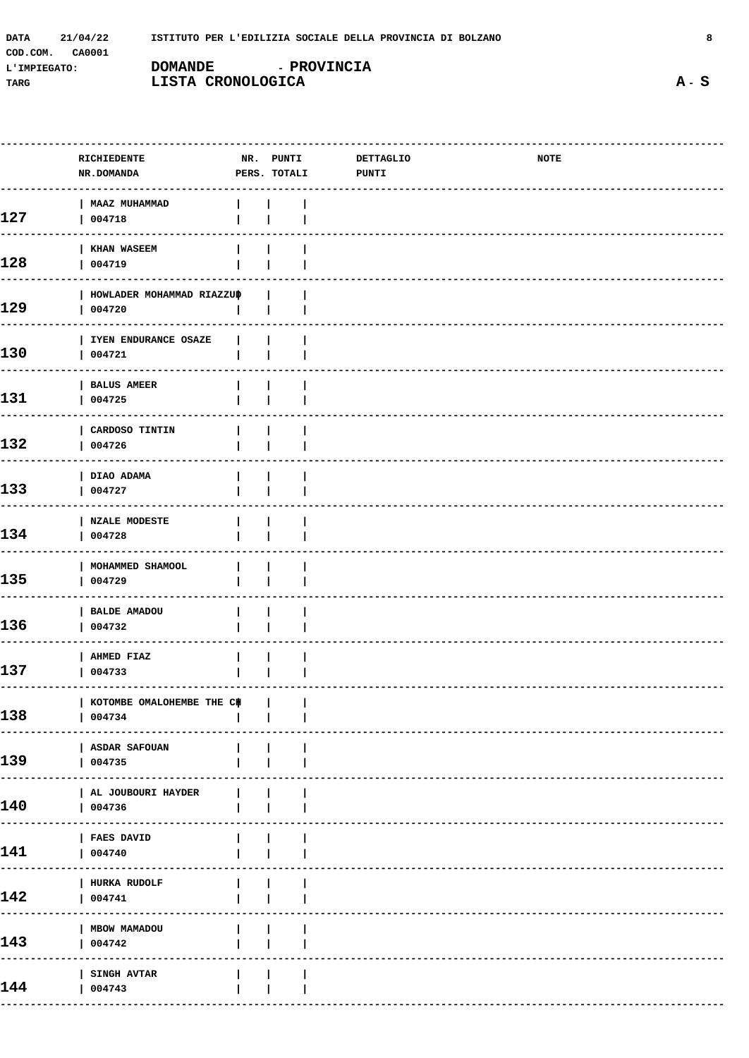DATA 21/04/22 ISTITUTO PER L'EDILIZIA SOCIALE DELLA PROVINCIA DI BOLZANO

COD.COM. CA0001

L'IMPIEGATO: **DOMANDE - PROVINCIA**

TARG **LISTA CRONOLOGICA** **A - S**

| | RICHIEDENTE NR.DOMANDA | NR. PERS. | PUNTI TOTALI | DETTAGLIO PUNTI | NOTE |
|---|---|---|---|---|---|
| 127 | MAAZ MUHAMMAD 004718 | | | | |
| 128 | KHAN WASEEM 004719 | | | | |
| 129 | HOWLADER MOHAMMAD RIAZZUD 004720 | | | | |
| 130 | IYEN ENDURANCE OSAZE 004721 | | | | |
| 131 | BALUS AMEER 004725 | | | | |
| 132 | CARDOSO TINTIN 004726 | | | | |
| 133 | DIAO ADAMA 004727 | | | | |
| 134 | NZALE MODESTE 004728 | | | | |
| 135 | MOHAMMED SHAMOOL 004729 | | | | |
| 136 | BALDE AMADOU 004732 | | | | |
| 137 | AHMED FIAZ 004733 | | | | |
| 138 | KOTOMBE OMALOHEMBE THE CH 004734 | | | | |
| 139 | ASDAR SAFOUAN 004735 | | | | |
| 140 | AL JOUBOURI HAYDER 004736 | | | | |
| 141 | FAES DAVID 004740 | | | | |
| 142 | HURKA RUDOLF 004741 | | | | |
| 143 | MBOW MAMADOU 004742 | | | | |
| 144 | SINGH AVTAR 004743 | | | | |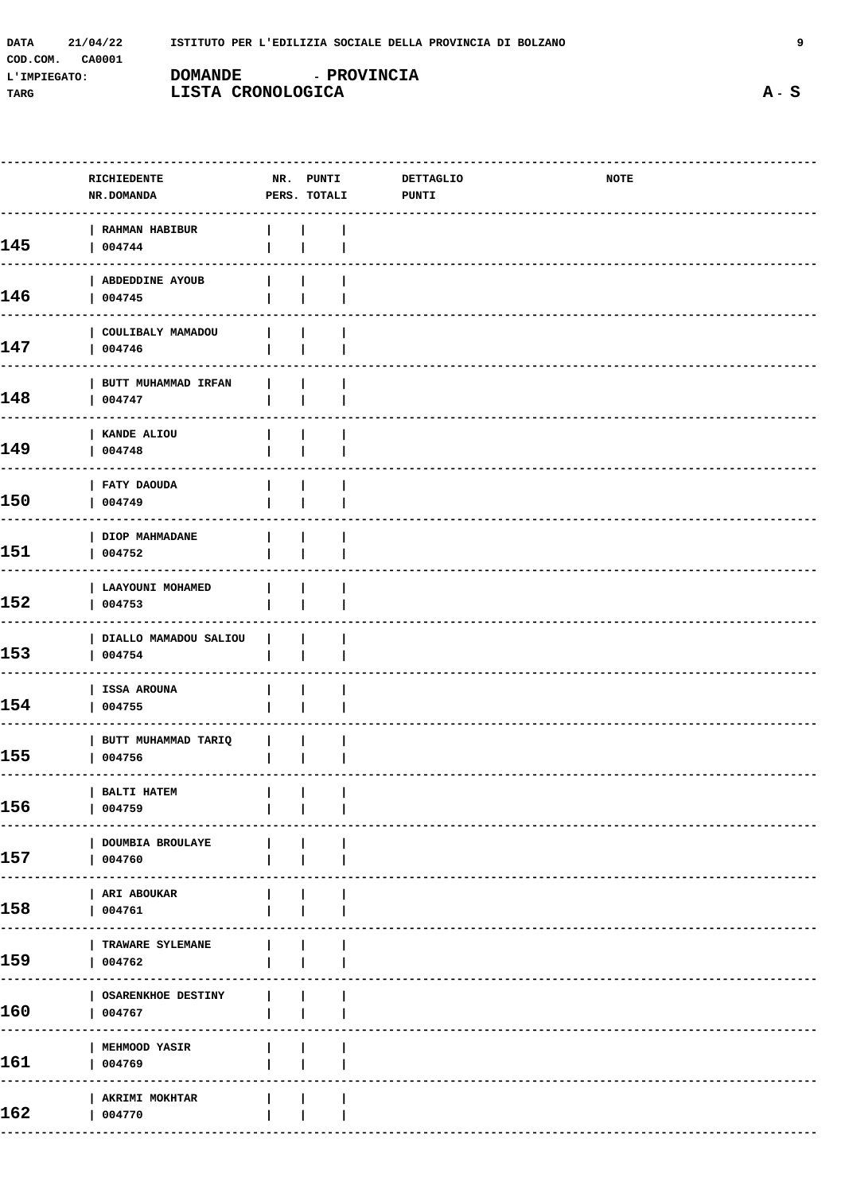| | RICHIEDENTE NR.DOMANDA | NR. PERS. | PUNTI TOTALI | DETTAGLIO PUNTI | NOTE |
|---|---|---|---|---|---|
| 145 | RAHMAN HABIBUR 004744 | | | | |
| 146 | ABDEDDINE AYOUB 004745 | | | | |
| 147 | COULIBALY MAMADOU 004746 | | | | |
| 148 | BUTT MUHAMMAD IRFAN 004747 | | | | |
| 149 | KANDE ALIOU 004748 | | | | |
| 150 | FATY DAOUDA 004749 | | | | |
| 151 | DIOP MAHMADANE 004752 | | | | |
| 152 | LAAYOUNI MOHAMED 004753 | | | | |
| 153 | DIALLO MAMADOU SALIOU 004754 | | | | |
| 154 | ISSA AROUNA 004755 | | | | |
| 155 | BUTT MUHAMMAD TARIQ 004756 | | | | |
| 156 | BALTI HATEM 004759 | | | | |
| 157 | DOUMBIA BROULAYE 004760 | | | | |
| 158 | ARI ABOUKAR 004761 | | | | |
| 159 | TRAWARE SYLEMANE 004762 | | | | |
| 160 | OSARENKHOE DESTINY 004767 | | | | |
| 161 | MEHMOOD YASIR 004769 | | | | |
| 162 | AKRIMI MOKHTAR 004770 | | | | |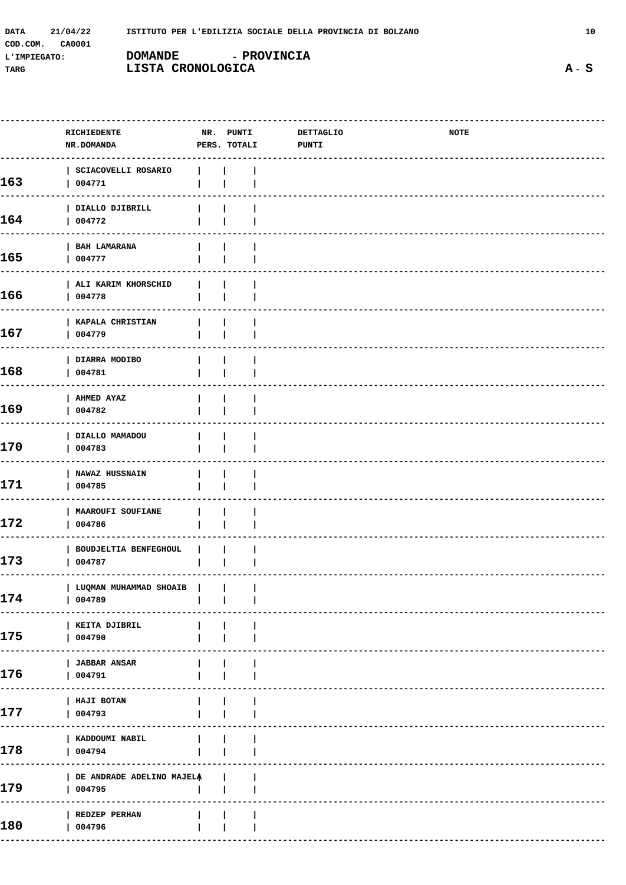DATA 21/04/22 ISTITUTO PER L'EDILIZIA SOCIALE DELLA PROVINCIA DI BOLZANO

COD.COM. CA0001

L'IMPIEGATO: **DOMANDE - PROVINCIA**

TARG **LISTA CRONOLOGICA** **A - S**

| | RICHIEDENTE / NR.DOMANDA | NR. PERS. | PUNTI TOTALI | DETTAGLIO PUNTI | NOTE |
|---|---|---|---|---|---|
| **163** | SCIACOVELLI ROSARIO / 004771 | | | | |
| **164** | DIALLO DJIBRILL / 004772 | | | | |
| **165** | BAH LAMARANA / 004777 | | | | |
| **166** | ALI KARIM KHORSCHID / 004778 | | | | |
| **167** | KAPALA CHRISTIAN / 004779 | | | | |
| **168** | DIARRA MODIBO / 004781 | | | | |
| **169** | AHMED AYAZ / 004782 | | | | |
| **170** | DIALLO MAMADOU / 004783 | | | | |
| **171** | NAWAZ HUSSNAIN / 004785 | | | | |
| **172** | MAAROUFI SOUFIANE / 004786 | | | | |
| **173** | BOUDJELTIA BENFEGHOUL / 004787 | | | | |
| **174** | LUQMAN MUHAMMAD SHOAIB / 004789 | | | | |
| **175** | KEITA DJIBRIL / 004790 | | | | |
| **176** | JABBAR ANSAR / 004791 | | | | |
| **177** | HAJI BOTAN / 004793 | | | | |
| **178** | KADDOUMI NABIL / 004794 | | | | |
| **179** | DE ANDRADE ADELINO MAJELA / 004795 | | | | |
| **180** | REDZEP PERHAN / 004796 | | | | |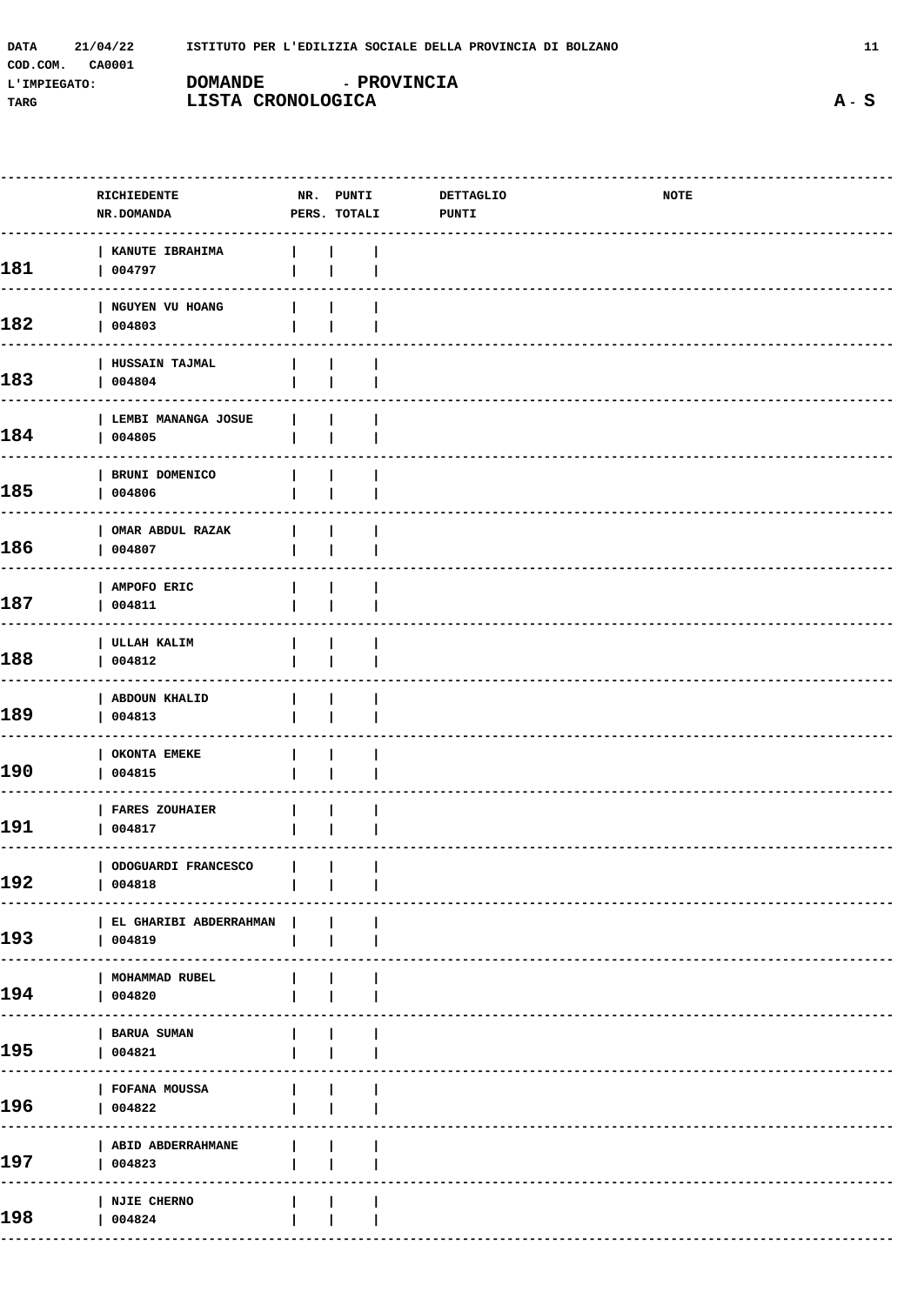DATA 21/04/22 ISTITUTO PER L'EDILIZIA SOCIALE DELLA PROVINCIA DI BOLZANO

COD.COM. CA0001

L'IMPIEGATO: **DOMANDE - PROVINCIA**

TARG **LISTA CRONOLOGICA** **A - S**

| | RICHIEDENTE / NR.DOMANDA | NR. PERS. | PUNTI TOTALI | DETTAGLIO PUNTI | NOTE |
|---|---|---|---|---|---|
| 181 | KANUTE IBRAHIMA<br>004797 | | | | |
| 182 | NGUYEN VU HOANG<br>004803 | | | | |
| 183 | HUSSAIN TAJMAL<br>004804 | | | | |
| 184 | LEMBI MANANGA JOSUE<br>004805 | | | | |
| 185 | BRUNI DOMENICO<br>004806 | | | | |
| 186 | OMAR ABDUL RAZAK<br>004807 | | | | |
| 187 | AMPOFO ERIC<br>004811 | | | | |
| 188 | ULLAH KALIM<br>004812 | | | | |
| 189 | ABDOUN KHALID<br>004813 | | | | |
| 190 | OKONTA EMEKE<br>004815 | | | | |
| 191 | FARES ZOUHAIER<br>004817 | | | | |
| 192 | ODOGUARDI FRANCESCO<br>004818 | | | | |
| 193 | EL GHARIBI ABDERRAHMAN<br>004819 | | | | |
| 194 | MOHAMMAD RUBEL<br>004820 | | | | |
| 195 | BARUA SUMAN<br>004821 | | | | |
| 196 | FOFANA MOUSSA<br>004822 | | | | |
| 197 | ABID ABDERRAHMANE<br>004823 | | | | |
| 198 | NJIE CHERNO<br>004824 | | | | |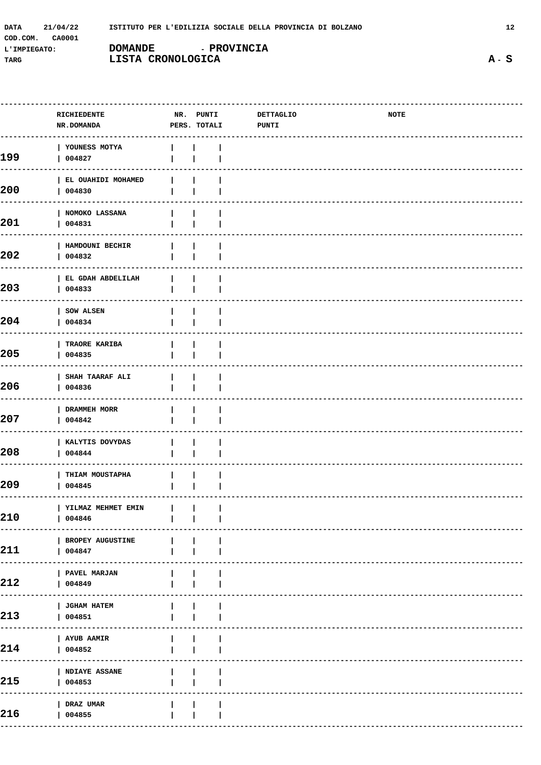DATA 21/04/22 ISTITUTO PER L'EDILIZIA SOCIALE DELLA PROVINCIA DI BOLZANO

COD.COM. CA0001

L'IMPIEGATO: **DOMANDE - PROVINCIA**

TARG **LISTA CRONOLOGICA** **A - S**

| | RICHIEDENTE NR.DOMANDA | NR. PERS. | PUNTI TOTALI | DETTAGLIO PUNTI | NOTE |
|---|---|---|---|---|---|
| 199 | YOUNESS MOTYA 004827 | | | | |
| 200 | EL OUAHIDI MOHAMED 004830 | | | | |
| 201 | NOMOKO LASSANA 004831 | | | | |
| 202 | HAMDOUNI BECHIR 004832 | | | | |
| 203 | EL GDAH ABDELILAH 004833 | | | | |
| 204 | SOW ALSEN 004834 | | | | |
| 205 | TRAORE KARIBA 004835 | | | | |
| 206 | SHAH TAARAF ALI 004836 | | | | |
| 207 | DRAMMEH MORR 004842 | | | | |
| 208 | KALYTIS DOVYDAS 004844 | | | | |
| 209 | THIAM MOUSTAPHA 004845 | | | | |
| 210 | YILMAZ MEHMET EMIN 004846 | | | | |
| 211 | BROPEY AUGUSTINE 004847 | | | | |
| 212 | PAVEL MARJAN 004849 | | | | |
| 213 | JGHAM HATEM 004851 | | | | |
| 214 | AYUB AAMIR 004852 | | | | |
| 215 | NDIAYE ASSANE 004853 | | | | |
| 216 | DRAZ UMAR 004855 | | | | |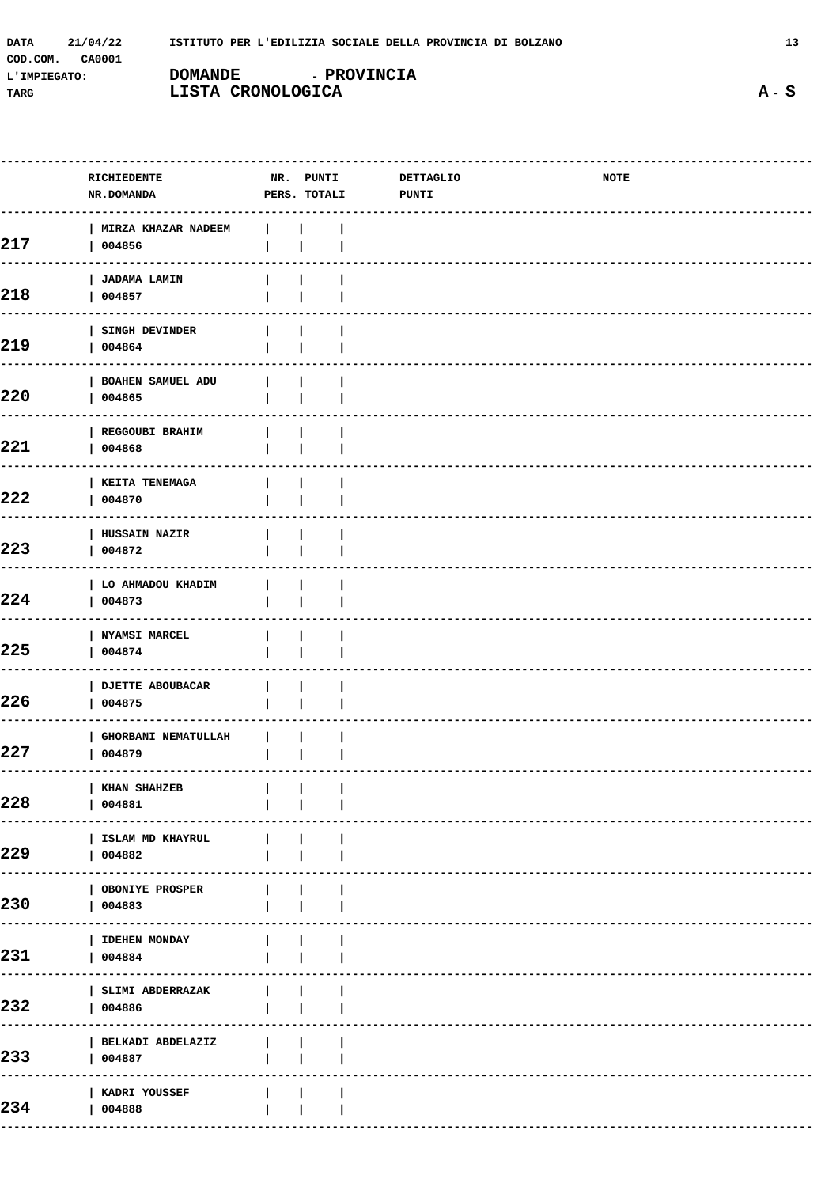DATA 21/04/22 ISTITUTO PER L'EDILIZIA SOCIALE DELLA PROVINCIA DI BOLZANO

COD.COM. CA0001

L'IMPIEGATO: **DOMANDE - PROVINCIA**

TARG **LISTA CRONOLOGICA** **A - S**

| | RICHIEDENTE<br>NR.DOMANDA | NR.<br>PERS. | PUNTI<br>TOTALI | DETTAGLIO<br>PUNTI | NOTE |
|---|---|---|---|---|---|
| 217 | MIRZA KHAZAR NADEEM<br>004856 | | | | |
| 218 | JADAMA LAMIN<br>004857 | | | | |
| 219 | SINGH DEVINDER<br>004864 | | | | |
| 220 | BOAHEN SAMUEL ADU<br>004865 | | | | |
| 221 | REGGOUBI BRAHIM<br>004868 | | | | |
| 222 | KEITA TENEMAGA<br>004870 | | | | |
| 223 | HUSSAIN NAZIR<br>004872 | | | | |
| 224 | LO AHMADOU KHADIM<br>004873 | | | | |
| 225 | NYAMSI MARCEL<br>004874 | | | | |
| 226 | DJETTE ABOUBACAR<br>004875 | | | | |
| 227 | GHORBANI NEMATULLAH<br>004879 | | | | |
| 228 | KHAN SHAHZEB<br>004881 | | | | |
| 229 | ISLAM MD KHAYRUL<br>004882 | | | | |
| 230 | OBONIYE PROSPER<br>004883 | | | | |
| 231 | IDEHEN MONDAY<br>004884 | | | | |
| 232 | SLIMI ABDERRAZAK<br>004886 | | | | |
| 233 | BELKADI ABDELAZIZ<br>004887 | | | | |
| 234 | KADRI YOUSSEF<br>004888 | | | | |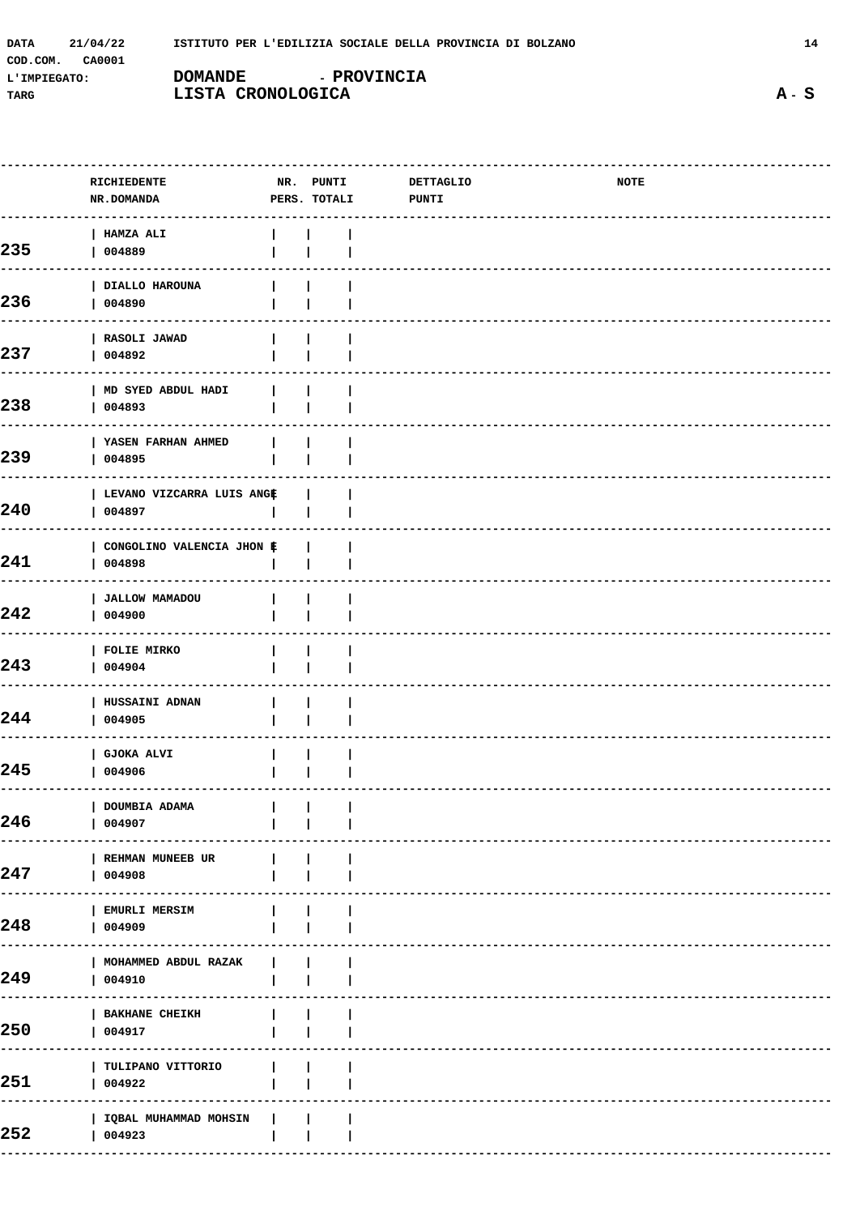DATA 21/04/22 ISTITUTO PER L'EDILIZIA SOCIALE DELLA PROVINCIA DI BOLZANO

COD.COM. CA0001

L'IMPIEGATO: **DOMANDE - PROVINCIA**

TARG **LISTA CRONOLOGICA** **A - S**

| | RICHIEDENTE NR.DOMANDA | NR. PERS. | PUNTI TOTALI | DETTAGLIO PUNTI | NOTE |
|---|---|---|---|---|---|
| 235 | HAMZA ALI 004889 | | | | |
| 236 | DIALLO HAROUNA 004890 | | | | |
| 237 | RASOLI JAWAD 004892 | | | | |
| 238 | MD SYED ABDUL HADI 004893 | | | | |
| 239 | YASEN FARHAN AHMED 004895 | | | | |
| 240 | LEVANO VIZCARRA LUIS ANGE 004897 | | | | |
| 241 | CONGOLINO VALENCIA JHON E 004898 | | | | |
| 242 | JALLOW MAMADOU 004900 | | | | |
| 243 | FOLIE MIRKO 004904 | | | | |
| 244 | HUSSAINI ADNAN 004905 | | | | |
| 245 | GJOKA ALVI 004906 | | | | |
| 246 | DOUMBIA ADAMA 004907 | | | | |
| 247 | REHMAN MUNEEB UR 004908 | | | | |
| 248 | EMURLI MERSIM 004909 | | | | |
| 249 | MOHAMMED ABDUL RAZAK 004910 | | | | |
| 250 | BAKHANE CHEIKH 004917 | | | | |
| 251 | TULIPANO VITTORIO 004922 | | | | |
| 252 | IQBAL MUHAMMAD MOHSIN 004923 | | | | |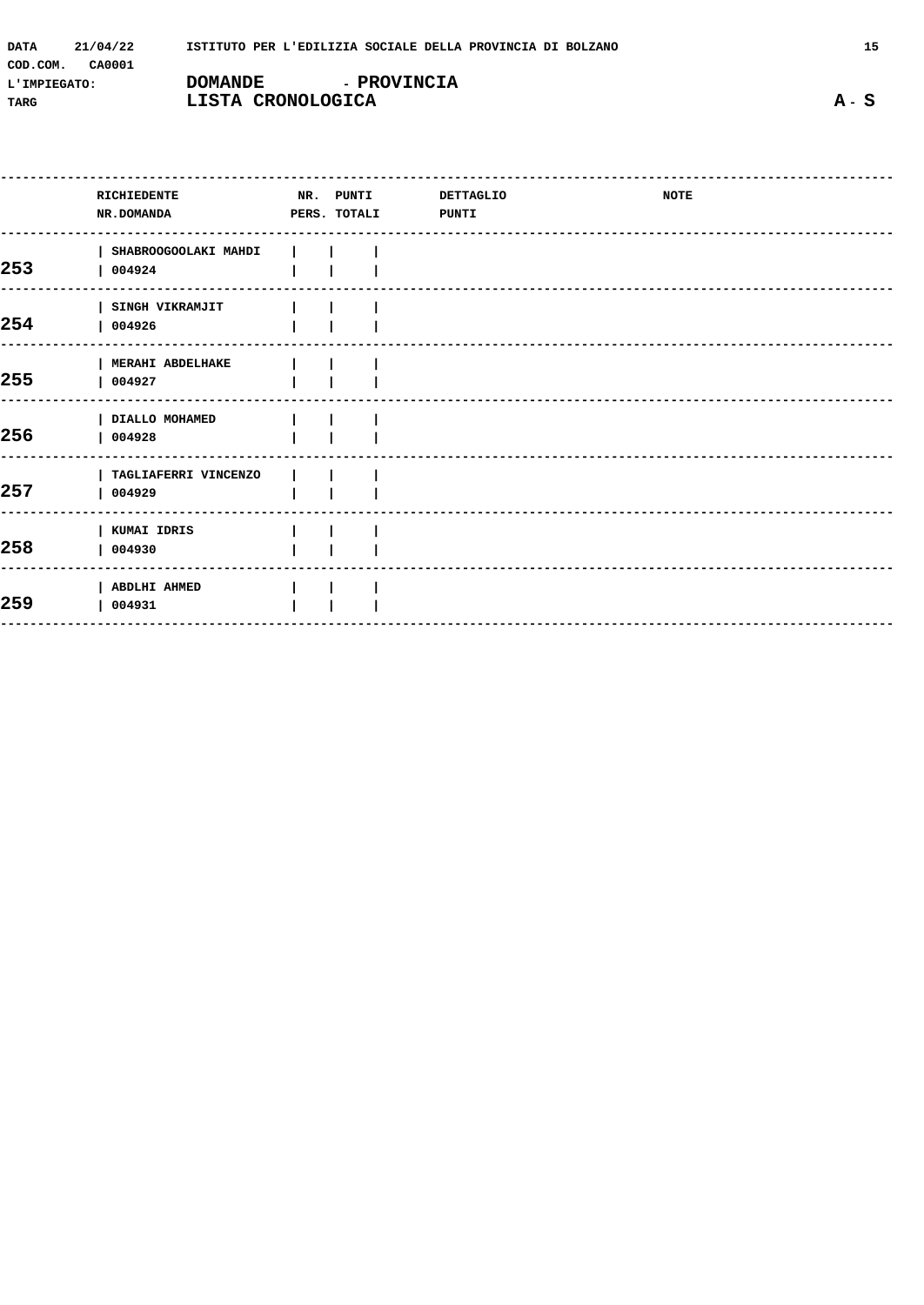DATA 21/04/22 ISTITUTO PER L'EDILIZIA SOCIALE DELLA PROVINCIA DI BOLZANO

COD.COM. CA0001

L'IMPIEGATO: **DOMANDE - PROVINCIA**

TARG **LISTA CRONOLOGICA** **A - S**

| | RICHIEDENTE NR.DOMANDA | NR. PERS. | PUNTI TOTALI | DETTAGLIO PUNTI | NOTE |
|---|---|---|---|---|---|
| **253** | SHABROOGOOLAKI MAHDI 004924 | | | | |
| **254** | SINGH VIKRAMJIT 004926 | | | | |
| **255** | MERAHI ABDELHAKE 004927 | | | | |
| **256** | DIALLO MOHAMED 004928 | | | | |
| **257** | TAGLIAFERRI VINCENZO 004929 | | | | |
| **258** | KUMAI IDRIS 004930 | | | | |
| **259** | ABDLHI AHMED 004931 | | | | |